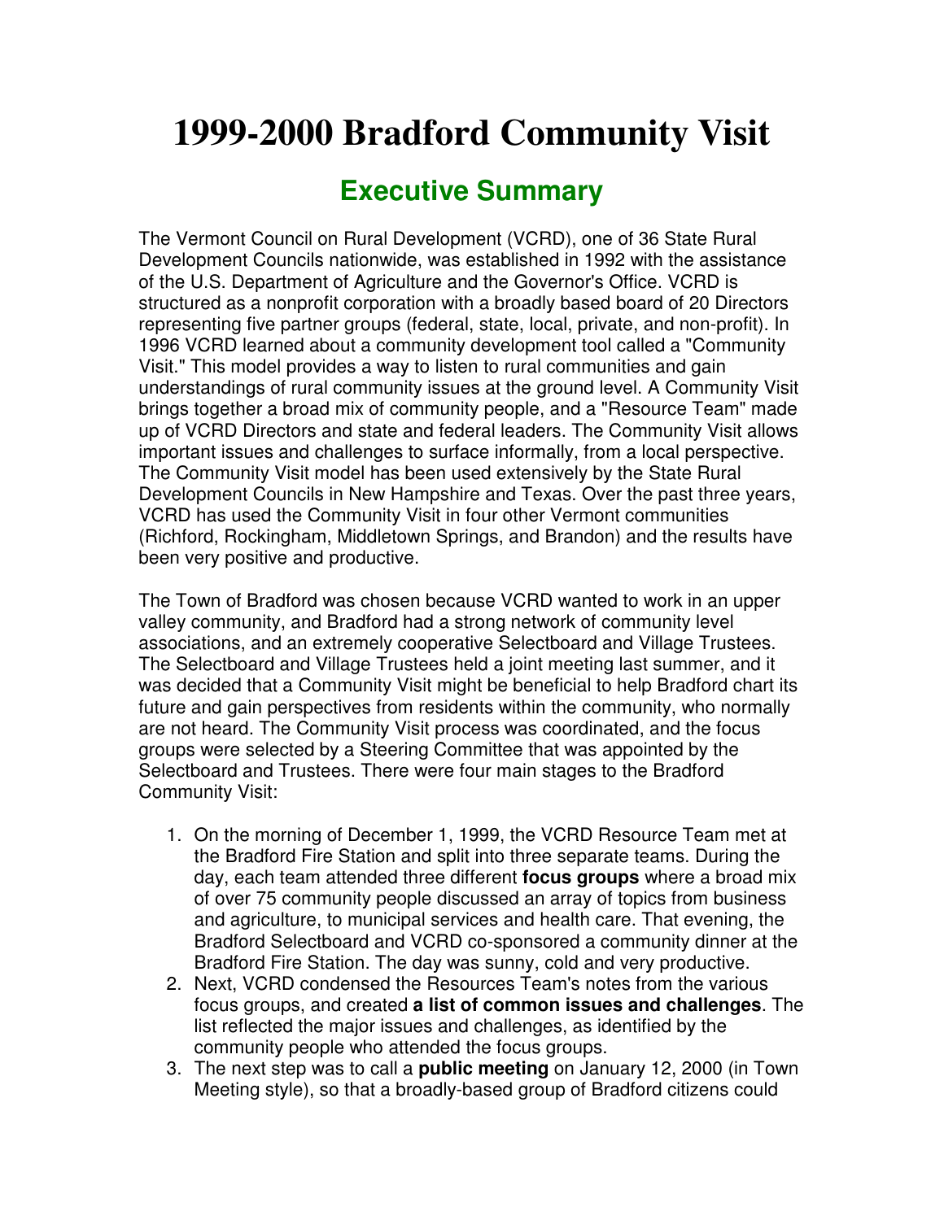# 1999-2000 Bradford Community Visit

## Executive Summary

The Vermont Council on Rural Development (VCRD), one of 36 State Rural Development Councils nationwide, was established in 1992 with the assistance of the U.S. Department of Agriculture and the Governor's Office. VCRD is structured as a nonprofit corporation with a broadly based board of 20 Directors representing five partner groups (federal, state, local, private, and non-profit). In 1996 VCRD learned about a community development tool called a "Community Visit." This model provides a way to listen to rural communities and gain understandings of rural community issues at the ground level. A Community Visit brings together a broad mix of community people, and a "Resource Team" made up of VCRD Directors and state and federal leaders. The Community Visit allows important issues and challenges to surface informally, from a local perspective. The Community Visit model has been used extensively by the State Rural Development Councils in New Hampshire and Texas. Over the past three years, VCRD has used the Community Visit in four other Vermont communities (Richford, Rockingham, Middletown Springs, and Brandon) and the results have been very positive and productive.

The Town of Bradford was chosen because VCRD wanted to work in an upper valley community, and Bradford had a strong network of community level associations, and an extremely cooperative Selectboard and Village Trustees. The Selectboard and Village Trustees held a joint meeting last summer, and it was decided that a Community Visit might be beneficial to help Bradford chart its future and gain perspectives from residents within the community, who normally are not heard. The Community Visit process was coordinated, and the focus groups were selected by a Steering Committee that was appointed by the Selectboard and Trustees. There were four main stages to the Bradford Community Visit:

1. On the morning of December 1, 1999, the VCRD Resource Team met at the Bradford Fire Station and split into three separate teams. During the day, each team attended three different **focus groups** where a broad mix of over 75 community people discussed an array of topics from business and agriculture, to municipal services and health care. That evening, the Bradford Selectboard and VCRD co-sponsored a community dinner at the Bradford Fire Station. The day was sunny, cold and very productive.
2. Next, VCRD condensed the Resources Team's notes from the various focus groups, and created **a list of common issues and challenges**. The list reflected the major issues and challenges, as identified by the community people who attended the focus groups.
3. The next step was to call a **public meeting** on January 12, 2000 (in Town Meeting style), so that a broadly-based group of Bradford citizens could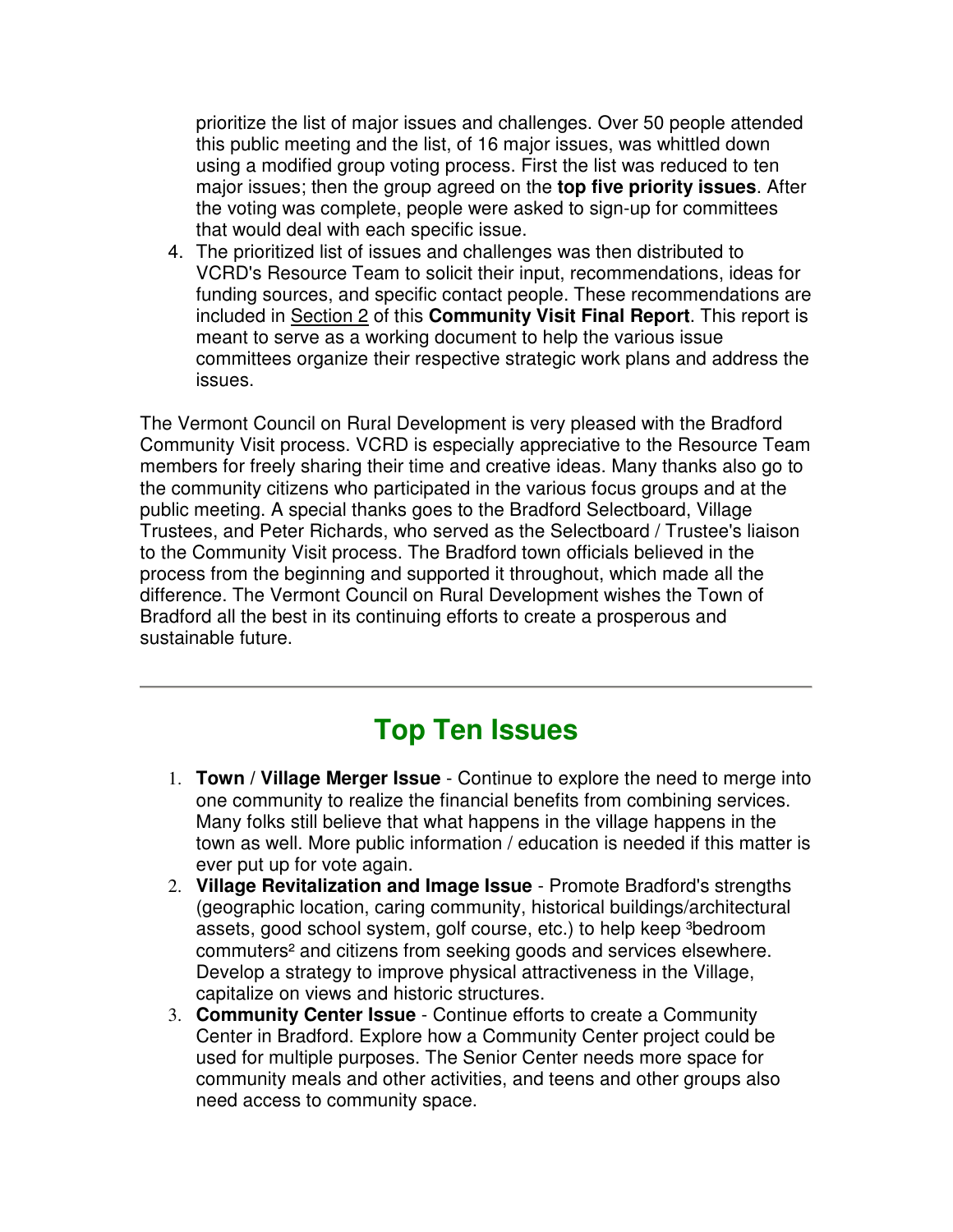prioritize the list of major issues and challenges. Over 50 people attended this public meeting and the list, of 16 major issues, was whittled down using a modified group voting process. First the list was reduced to ten major issues; then the group agreed on the **top five priority issues**. After the voting was complete, people were asked to sign-up for committees that would deal with each specific issue.

4. The prioritized list of issues and challenges was then distributed to VCRD's Resource Team to solicit their input, recommendations, ideas for funding sources, and specific contact people. These recommendations are included in Section 2 of this **Community Visit Final Report**. This report is meant to serve as a working document to help the various issue committees organize their respective strategic work plans and address the issues.

The Vermont Council on Rural Development is very pleased with the Bradford Community Visit process. VCRD is especially appreciative to the Resource Team members for freely sharing their time and creative ideas. Many thanks also go to the community citizens who participated in the various focus groups and at the public meeting. A special thanks goes to the Bradford Selectboard, Village Trustees, and Peter Richards, who served as the Selectboard / Trustee's liaison to the Community Visit process. The Bradford town officials believed in the process from the beginning and supported it throughout, which made all the difference. The Vermont Council on Rural Development wishes the Town of Bradford all the best in its continuing efforts to create a prosperous and sustainable future.

---

## Top Ten Issues

1. **Town / Village Merger Issue** - Continue to explore the need to merge into one community to realize the financial benefits from combining services. Many folks still believe that what happens in the village happens in the town as well. More public information / education is needed if this matter is ever put up for vote again.
2. **Village Revitalization and Image Issue** - Promote Bradford's strengths (geographic location, caring community, historical buildings/architectural assets, good school system, golf course, etc.) to help keep ³bedroom commuters² and citizens from seeking goods and services elsewhere. Develop a strategy to improve physical attractiveness in the Village, capitalize on views and historic structures.
3. **Community Center Issue** - Continue efforts to create a Community Center in Bradford. Explore how a Community Center project could be used for multiple purposes. The Senior Center needs more space for community meals and other activities, and teens and other groups also need access to community space.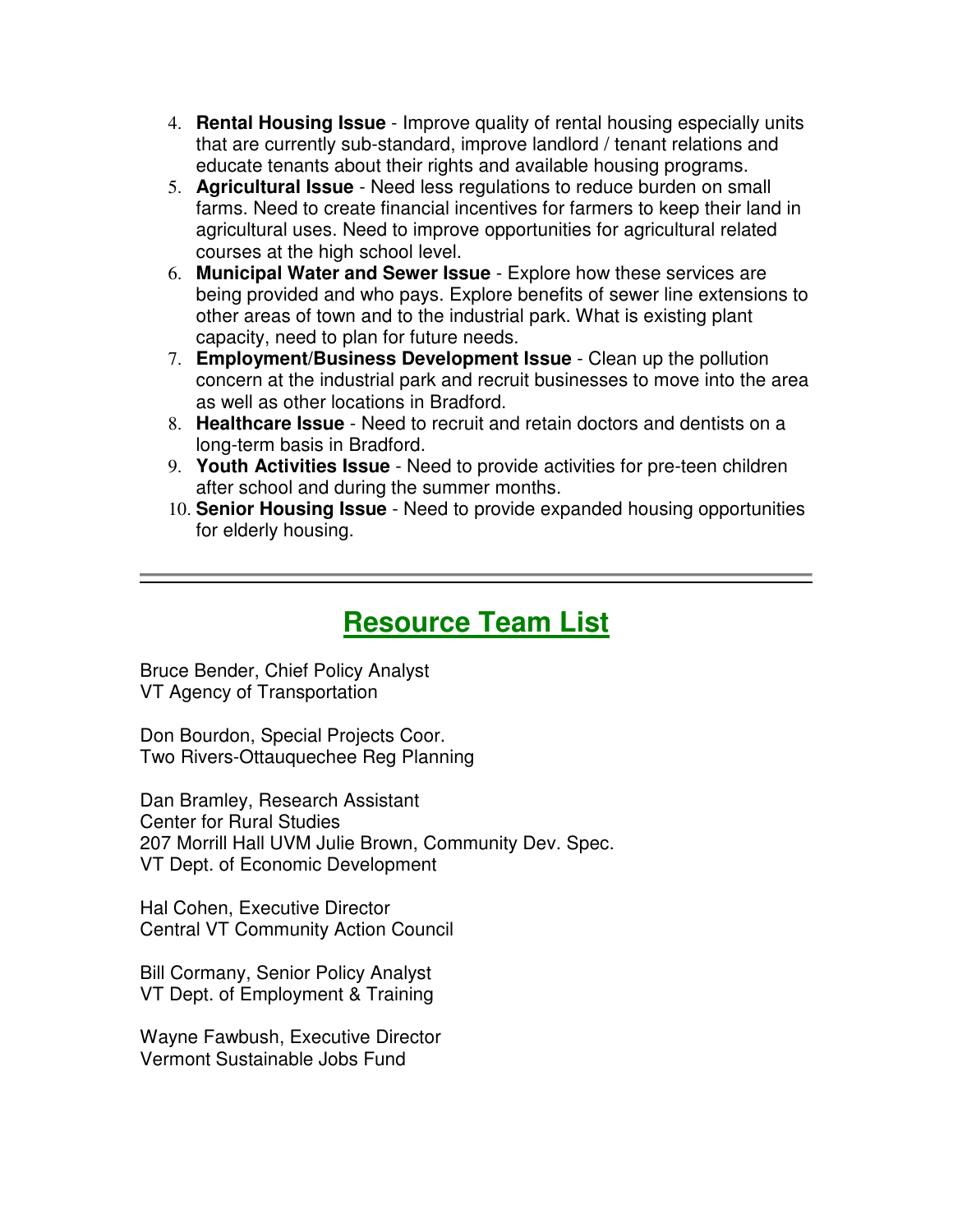4. **Rental Housing Issue** - Improve quality of rental housing especially units that are currently sub-standard, improve landlord / tenant relations and educate tenants about their rights and available housing programs.
5. **Agricultural Issue** - Need less regulations to reduce burden on small farms. Need to create financial incentives for farmers to keep their land in agricultural uses. Need to improve opportunities for agricultural related courses at the high school level.
6. **Municipal Water and Sewer Issue** - Explore how these services are being provided and who pays. Explore benefits of sewer line extensions to other areas of town and to the industrial park. What is existing plant capacity, need to plan for future needs.
7. **Employment/Business Development Issue** - Clean up the pollution concern at the industrial park and recruit businesses to move into the area as well as other locations in Bradford.
8. **Healthcare Issue** - Need to recruit and retain doctors and dentists on a long-term basis in Bradford.
9. **Youth Activities Issue** - Need to provide activities for pre-teen children after school and during the summer months.
10. **Senior Housing Issue** - Need to provide expanded housing opportunities for elderly housing.

---

## Resource Team List

Bruce Bender, Chief Policy Analyst
VT Agency of Transportation

Don Bourdon, Special Projects Coor.
Two Rivers-Ottauquechee Reg Planning

Dan Bramley, Research Assistant
Center for Rural Studies
207 Morrill Hall UVM Julie Brown, Community Dev. Spec.
VT Dept. of Economic Development

Hal Cohen, Executive Director
Central VT Community Action Council

Bill Cormany, Senior Policy Analyst
VT Dept. of Employment & Training

Wayne Fawbush, Executive Director
Vermont Sustainable Jobs Fund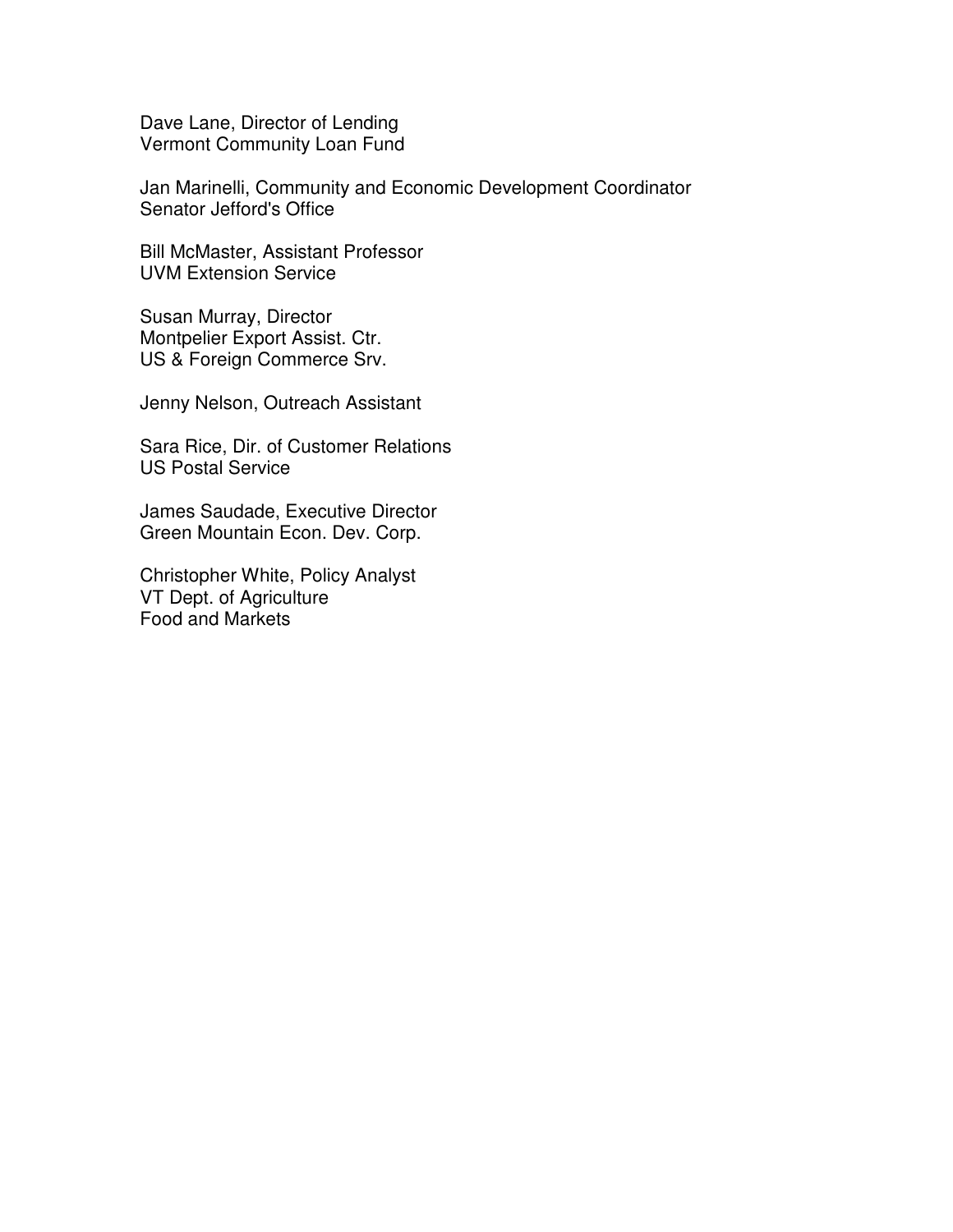Dave Lane, Director of Lending
Vermont Community Loan Fund

Jan Marinelli, Community and Economic Development Coordinator
Senator Jefford's Office

Bill McMaster, Assistant Professor
UVM Extension Service

Susan Murray, Director
Montpelier Export Assist. Ctr.
US & Foreign Commerce Srv.

Jenny Nelson, Outreach Assistant

Sara Rice, Dir. of Customer Relations
US Postal Service

James Saudade, Executive Director
Green Mountain Econ. Dev. Corp.

Christopher White, Policy Analyst
VT Dept. of Agriculture
Food and Markets